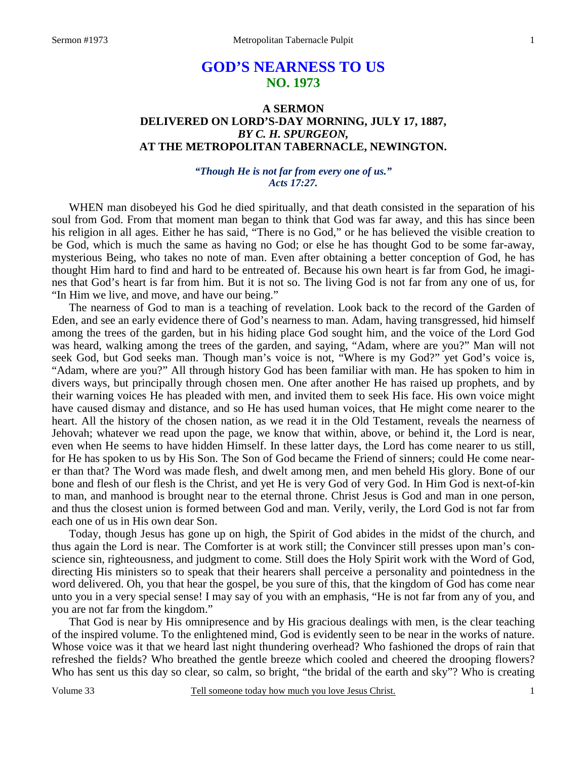# GOD'S NEARNESS TO US
## NO. 1973

### A SERMON
### DELIVERED ON LORD'S-DAY MORNING, JULY 17, 1887,
### *BY C. H. SPURGEON,*
### AT THE METROPOLITAN TABERNACLE, NEWINGTON.

***"Though He is not far from every one of us."***
***Acts 17:27.***

WHEN man disobeyed his God he died spiritually, and that death consisted in the separation of his soul from God. From that moment man began to think that God was far away, and this has since been his religion in all ages. Either he has said, "There is no God," or he has believed the visible creation to be God, which is much the same as having no God; or else he has thought God to be some far-away, mysterious Being, who takes no note of man. Even after obtaining a better conception of God, he has thought Him hard to find and hard to be entreated of. Because his own heart is far from God, he imagines that God's heart is far from him. But it is not so. The living God is not far from any one of us, for "In Him we live, and move, and have our being."

The nearness of God to man is a teaching of revelation. Look back to the record of the Garden of Eden, and see an early evidence there of God's nearness to man. Adam, having transgressed, hid himself among the trees of the garden, but in his hiding place God sought him, and the voice of the Lord God was heard, walking among the trees of the garden, and saying, "Adam, where are you?" Man will not seek God, but God seeks man. Though man's voice is not, "Where is my God?" yet God's voice is, "Adam, where are you?" All through history God has been familiar with man. He has spoken to him in divers ways, but principally through chosen men. One after another He has raised up prophets, and by their warning voices He has pleaded with men, and invited them to seek His face. His own voice might have caused dismay and distance, and so He has used human voices, that He might come nearer to the heart. All the history of the chosen nation, as we read it in the Old Testament, reveals the nearness of Jehovah; whatever we read upon the page, we know that within, above, or behind it, the Lord is near, even when He seems to have hidden Himself. In these latter days, the Lord has come nearer to us still, for He has spoken to us by His Son. The Son of God became the Friend of sinners; could He come nearer than that? The Word was made flesh, and dwelt among men, and men beheld His glory. Bone of our bone and flesh of our flesh is the Christ, and yet He is very God of very God. In Him God is next-of-kin to man, and manhood is brought near to the eternal throne. Christ Jesus is God and man in one person, and thus the closest union is formed between God and man. Verily, verily, the Lord God is not far from each one of us in His own dear Son.

Today, though Jesus has gone up on high, the Spirit of God abides in the midst of the church, and thus again the Lord is near. The Comforter is at work still; the Convincer still presses upon man's conscience sin, righteousness, and judgment to come. Still does the Holy Spirit work with the Word of God, directing His ministers so to speak that their hearers shall perceive a personality and pointedness in the word delivered. Oh, you that hear the gospel, be you sure of this, that the kingdom of God has come near unto you in a very special sense! I may say of you with an emphasis, "He is not far from any of you, and you are not far from the kingdom."

That God is near by His omnipresence and by His gracious dealings with men, is the clear teaching of the inspired volume. To the enlightened mind, God is evidently seen to be near in the works of nature. Whose voice was it that we heard last night thundering overhead? Who fashioned the drops of rain that refreshed the fields? Who breathed the gentle breeze which cooled and cheered the drooping flowers? Who has sent us this day so clear, so calm, so bright, "the bridal of the earth and sky"? Who is creating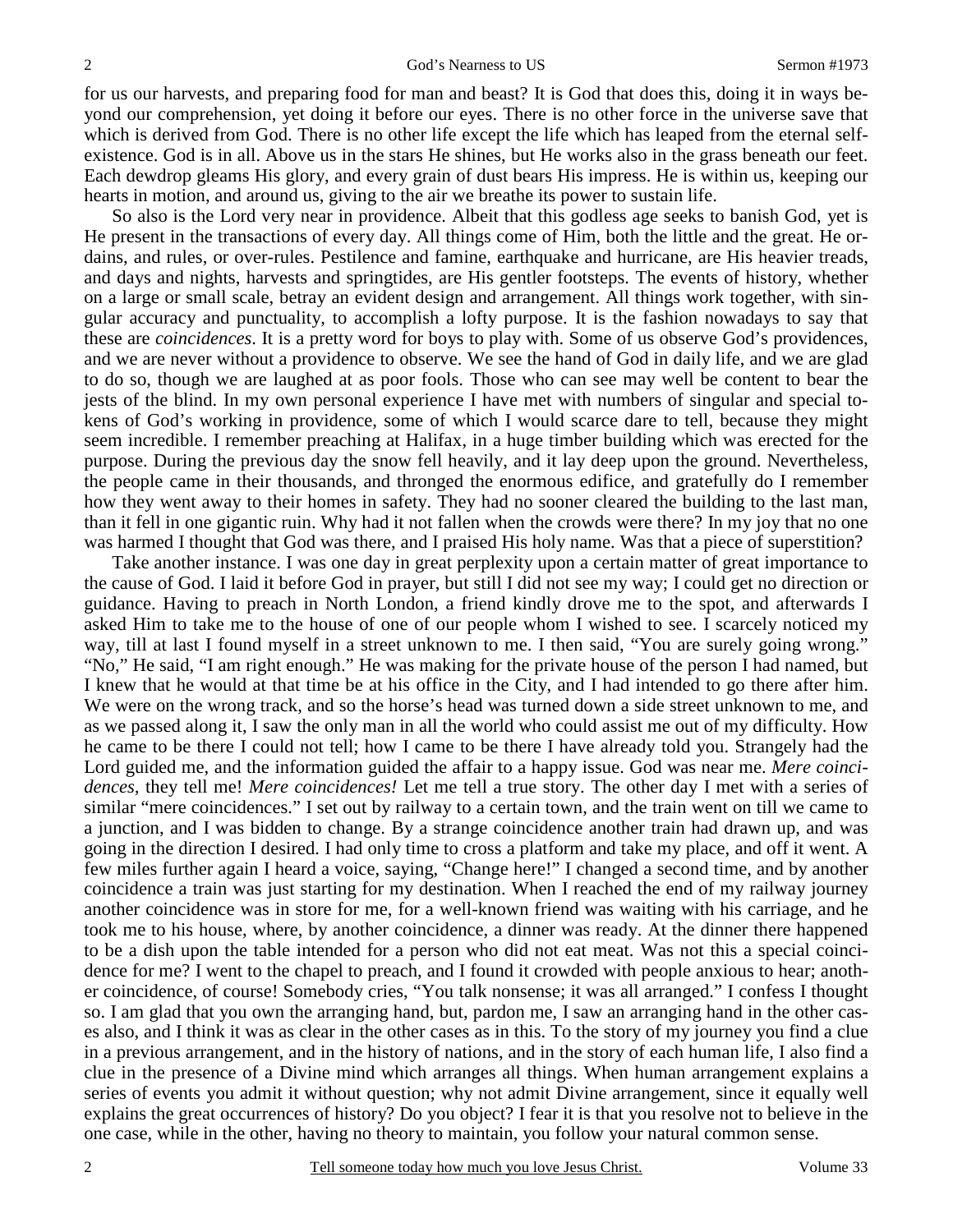for us our harvests, and preparing food for man and beast? It is God that does this, doing it in ways beyond our comprehension, yet doing it before our eyes. There is no other force in the universe save that which is derived from God. There is no other life except the life which has leaped from the eternal self-existence. God is in all. Above us in the stars He shines, but He works also in the grass beneath our feet. Each dewdrop gleams His glory, and every grain of dust bears His impress. He is within us, keeping our hearts in motion, and around us, giving to the air we breathe its power to sustain life.

So also is the Lord very near in providence. Albeit that this godless age seeks to banish God, yet is He present in the transactions of every day. All things come of Him, both the little and the great. He ordains, and rules, or over-rules. Pestilence and famine, earthquake and hurricane, are His heavier treads, and days and nights, harvests and springtides, are His gentler footsteps. The events of history, whether on a large or small scale, betray an evident design and arrangement. All things work together, with singular accuracy and punctuality, to accomplish a lofty purpose. It is the fashion nowadays to say that these are *coincidences*. It is a pretty word for boys to play with. Some of us observe God's providences, and we are never without a providence to observe. We see the hand of God in daily life, and we are glad to do so, though we are laughed at as poor fools. Those who can see may well be content to bear the jests of the blind. In my own personal experience I have met with numbers of singular and special tokens of God's working in providence, some of which I would scarce dare to tell, because they might seem incredible. I remember preaching at Halifax, in a huge timber building which was erected for the purpose. During the previous day the snow fell heavily, and it lay deep upon the ground. Nevertheless, the people came in their thousands, and thronged the enormous edifice, and gratefully do I remember how they went away to their homes in safety. They had no sooner cleared the building to the last man, than it fell in one gigantic ruin. Why had it not fallen when the crowds were there? In my joy that no one was harmed I thought that God was there, and I praised His holy name. Was that a piece of superstition?

Take another instance. I was one day in great perplexity upon a certain matter of great importance to the cause of God. I laid it before God in prayer, but still I did not see my way; I could get no direction or guidance. Having to preach in North London, a friend kindly drove me to the spot, and afterwards I asked Him to take me to the house of one of our people whom I wished to see. I scarcely noticed my way, till at last I found myself in a street unknown to me. I then said, "You are surely going wrong." "No," He said, "I am right enough." He was making for the private house of the person I had named, but I knew that he would at that time be at his office in the City, and I had intended to go there after him. We were on the wrong track, and so the horse's head was turned down a side street unknown to me, and as we passed along it, I saw the only man in all the world who could assist me out of my difficulty. How he came to be there I could not tell; how I came to be there I have already told you. Strangely had the Lord guided me, and the information guided the affair to a happy issue. God was near me. *Mere coincidences*, they tell me! *Mere coincidences!* Let me tell a true story. The other day I met with a series of similar "mere coincidences." I set out by railway to a certain town, and the train went on till we came to a junction, and I was bidden to change. By a strange coincidence another train had drawn up, and was going in the direction I desired. I had only time to cross a platform and take my place, and off it went. A few miles further again I heard a voice, saying, "Change here!" I changed a second time, and by another coincidence a train was just starting for my destination. When I reached the end of my railway journey another coincidence was in store for me, for a well-known friend was waiting with his carriage, and he took me to his house, where, by another coincidence, a dinner was ready. At the dinner there happened to be a dish upon the table intended for a person who did not eat meat. Was not this a special coincidence for me? I went to the chapel to preach, and I found it crowded with people anxious to hear; another coincidence, of course! Somebody cries, "You talk nonsense; it was all arranged." I confess I thought so. I am glad that you own the arranging hand, but, pardon me, I saw an arranging hand in the other cases also, and I think it was as clear in the other cases as in this. To the story of my journey you find a clue in a previous arrangement, and in the history of nations, and in the story of each human life, I also find a clue in the presence of a Divine mind which arranges all things. When human arrangement explains a series of events you admit it without question; why not admit Divine arrangement, since it equally well explains the great occurrences of history? Do you object? I fear it is that you resolve not to believe in the one case, while in the other, having no theory to maintain, you follow your natural common sense.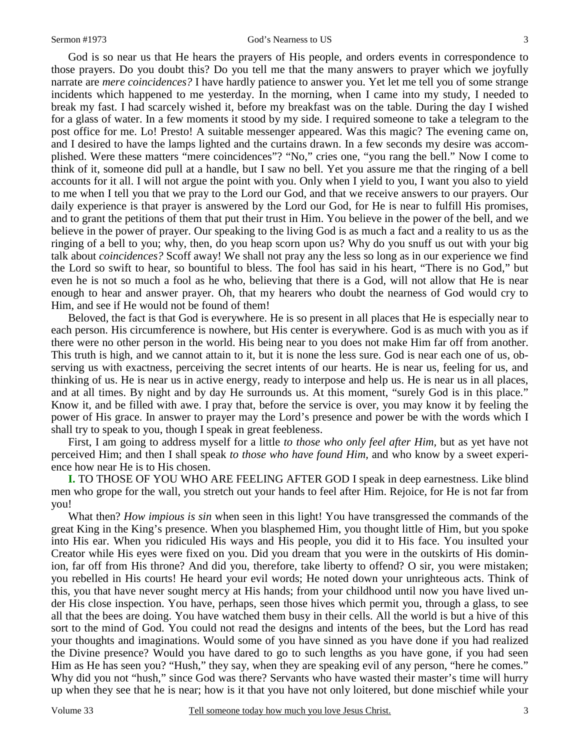God is so near us that He hears the prayers of His people, and orders events in correspondence to those prayers. Do you doubt this? Do you tell me that the many answers to prayer which we joyfully narrate are *mere coincidences?* I have hardly patience to answer you. Yet let me tell you of some strange incidents which happened to me yesterday. In the morning, when I came into my study, I needed to break my fast. I had scarcely wished it, before my breakfast was on the table. During the day I wished for a glass of water. In a few moments it stood by my side. I required someone to take a telegram to the post office for me. Lo! Presto! A suitable messenger appeared. Was this magic? The evening came on, and I desired to have the lamps lighted and the curtains drawn. In a few seconds my desire was accomplished. Were these matters "mere coincidences"? "No," cries one, "you rang the bell." Now I come to think of it, someone did pull at a handle, but I saw no bell. Yet you assure me that the ringing of a bell accounts for it all. I will not argue the point with you. Only when I yield to you, I want you also to yield to me when I tell you that we pray to the Lord our God, and that we receive answers to our prayers. Our daily experience is that prayer is answered by the Lord our God, for He is near to fulfill His promises, and to grant the petitions of them that put their trust in Him. You believe in the power of the bell, and we believe in the power of prayer. Our speaking to the living God is as much a fact and a reality to us as the ringing of a bell to you; why, then, do you heap scorn upon us? Why do you snuff us out with your big talk about *coincidences?* Scoff away! We shall not pray any the less so long as in our experience we find the Lord so swift to hear, so bountiful to bless. The fool has said in his heart, "There is no God," but even he is not so much a fool as he who, believing that there is a God, will not allow that He is near enough to hear and answer prayer. Oh, that my hearers who doubt the nearness of God would cry to Him, and see if He would not be found of them!

Beloved, the fact is that God is everywhere. He is so present in all places that He is especially near to each person. His circumference is nowhere, but His center is everywhere. God is as much with you as if there were no other person in the world. His being near to you does not make Him far off from another. This truth is high, and we cannot attain to it, but it is none the less sure. God is near each one of us, observing us with exactness, perceiving the secret intents of our hearts. He is near us, feeling for us, and thinking of us. He is near us in active energy, ready to interpose and help us. He is near us in all places, and at all times. By night and by day He surrounds us. At this moment, "surely God is in this place." Know it, and be filled with awe. I pray that, before the service is over, you may know it by feeling the power of His grace. In answer to prayer may the Lord's presence and power be with the words which I shall try to speak to you, though I speak in great feebleness.

First, I am going to address myself for a little *to those who only feel after Him,* but as yet have not perceived Him; and then I shall speak *to those who have found Him,* and who know by a sweet experience how near He is to His chosen.

**I.** TO THOSE OF YOU WHO ARE FEELING AFTER GOD I speak in deep earnestness. Like blind men who grope for the wall, you stretch out your hands to feel after Him. Rejoice, for He is not far from you!

What then? *How impious is sin* when seen in this light! You have transgressed the commands of the great King in the King's presence. When you blasphemed Him, you thought little of Him, but you spoke into His ear. When you ridiculed His ways and His people, you did it to His face. You insulted your Creator while His eyes were fixed on you. Did you dream that you were in the outskirts of His dominion, far off from His throne? And did you, therefore, take liberty to offend? O sir, you were mistaken; you rebelled in His courts! He heard your evil words; He noted down your unrighteous acts. Think of this, you that have never sought mercy at His hands; from your childhood until now you have lived under His close inspection. You have, perhaps, seen those hives which permit you, through a glass, to see all that the bees are doing. You have watched them busy in their cells. All the world is but a hive of this sort to the mind of God. You could not read the designs and intents of the bees, but the Lord has read your thoughts and imaginations. Would some of you have sinned as you have done if you had realized the Divine presence? Would you have dared to go to such lengths as you have gone, if you had seen Him as He has seen you? "Hush," they say, when they are speaking evil of any person, "here he comes." Why did you not "hush," since God was there? Servants who have wasted their master's time will hurry up when they see that he is near; how is it that you have not only loitered, but done mischief while your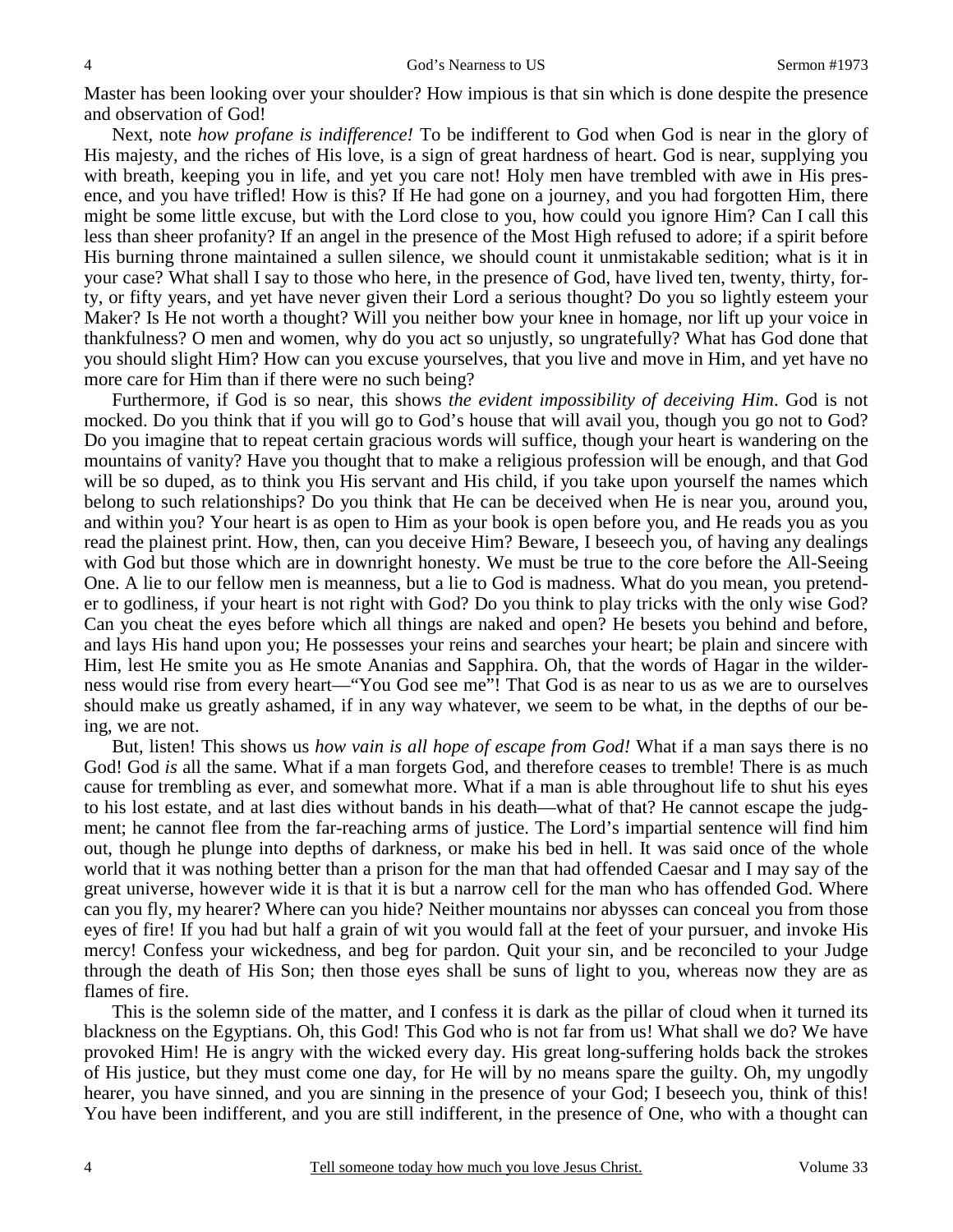Master has been looking over your shoulder? How impious is that sin which is done despite the presence and observation of God!

Next, note *how profane is indifference!* To be indifferent to God when God is near in the glory of His majesty, and the riches of His love, is a sign of great hardness of heart. God is near, supplying you with breath, keeping you in life, and yet you care not! Holy men have trembled with awe in His presence, and you have trifled! How is this? If He had gone on a journey, and you had forgotten Him, there might be some little excuse, but with the Lord close to you, how could you ignore Him? Can I call this less than sheer profanity? If an angel in the presence of the Most High refused to adore; if a spirit before His burning throne maintained a sullen silence, we should count it unmistakable sedition; what is it in your case? What shall I say to those who here, in the presence of God, have lived ten, twenty, thirty, forty, or fifty years, and yet have never given their Lord a serious thought? Do you so lightly esteem your Maker? Is He not worth a thought? Will you neither bow your knee in homage, nor lift up your voice in thankfulness? O men and women, why do you act so unjustly, so ungratefully? What has God done that you should slight Him? How can you excuse yourselves, that you live and move in Him, and yet have no more care for Him than if there were no such being?

Furthermore, if God is so near, this shows *the evident impossibility of deceiving Him*. God is not mocked. Do you think that if you will go to God's house that will avail you, though you go not to God? Do you imagine that to repeat certain gracious words will suffice, though your heart is wandering on the mountains of vanity? Have you thought that to make a religious profession will be enough, and that God will be so duped, as to think you His servant and His child, if you take upon yourself the names which belong to such relationships? Do you think that He can be deceived when He is near you, around you, and within you? Your heart is as open to Him as your book is open before you, and He reads you as you read the plainest print. How, then, can you deceive Him? Beware, I beseech you, of having any dealings with God but those which are in downright honesty. We must be true to the core before the All-Seeing One. A lie to our fellow men is meanness, but a lie to God is madness. What do you mean, you pretender to godliness, if your heart is not right with God? Do you think to play tricks with the only wise God? Can you cheat the eyes before which all things are naked and open? He besets you behind and before, and lays His hand upon you; He possesses your reins and searches your heart; be plain and sincere with Him, lest He smite you as He smote Ananias and Sapphira. Oh, that the words of Hagar in the wilderness would rise from every heart—"You God see me"! That God is as near to us as we are to ourselves should make us greatly ashamed, if in any way whatever, we seem to be what, in the depths of our being, we are not.

But, listen! This shows us *how vain is all hope of escape from God!* What if a man says there is no God! God *is* all the same. What if a man forgets God, and therefore ceases to tremble! There is as much cause for trembling as ever, and somewhat more. What if a man is able throughout life to shut his eyes to his lost estate, and at last dies without bands in his death—what of that? He cannot escape the judgment; he cannot flee from the far-reaching arms of justice. The Lord's impartial sentence will find him out, though he plunge into depths of darkness, or make his bed in hell. It was said once of the whole world that it was nothing better than a prison for the man that had offended Caesar and I may say of the great universe, however wide it is that it is but a narrow cell for the man who has offended God. Where can you fly, my hearer? Where can you hide? Neither mountains nor abysses can conceal you from those eyes of fire! If you had but half a grain of wit you would fall at the feet of your pursuer, and invoke His mercy! Confess your wickedness, and beg for pardon. Quit your sin, and be reconciled to your Judge through the death of His Son; then those eyes shall be suns of light to you, whereas now they are as flames of fire.

This is the solemn side of the matter, and I confess it is dark as the pillar of cloud when it turned its blackness on the Egyptians. Oh, this God! This God who is not far from us! What shall we do? We have provoked Him! He is angry with the wicked every day. His great long-suffering holds back the strokes of His justice, but they must come one day, for He will by no means spare the guilty. Oh, my ungodly hearer, you have sinned, and you are sinning in the presence of your God; I beseech you, think of this! You have been indifferent, and you are still indifferent, in the presence of One, who with a thought can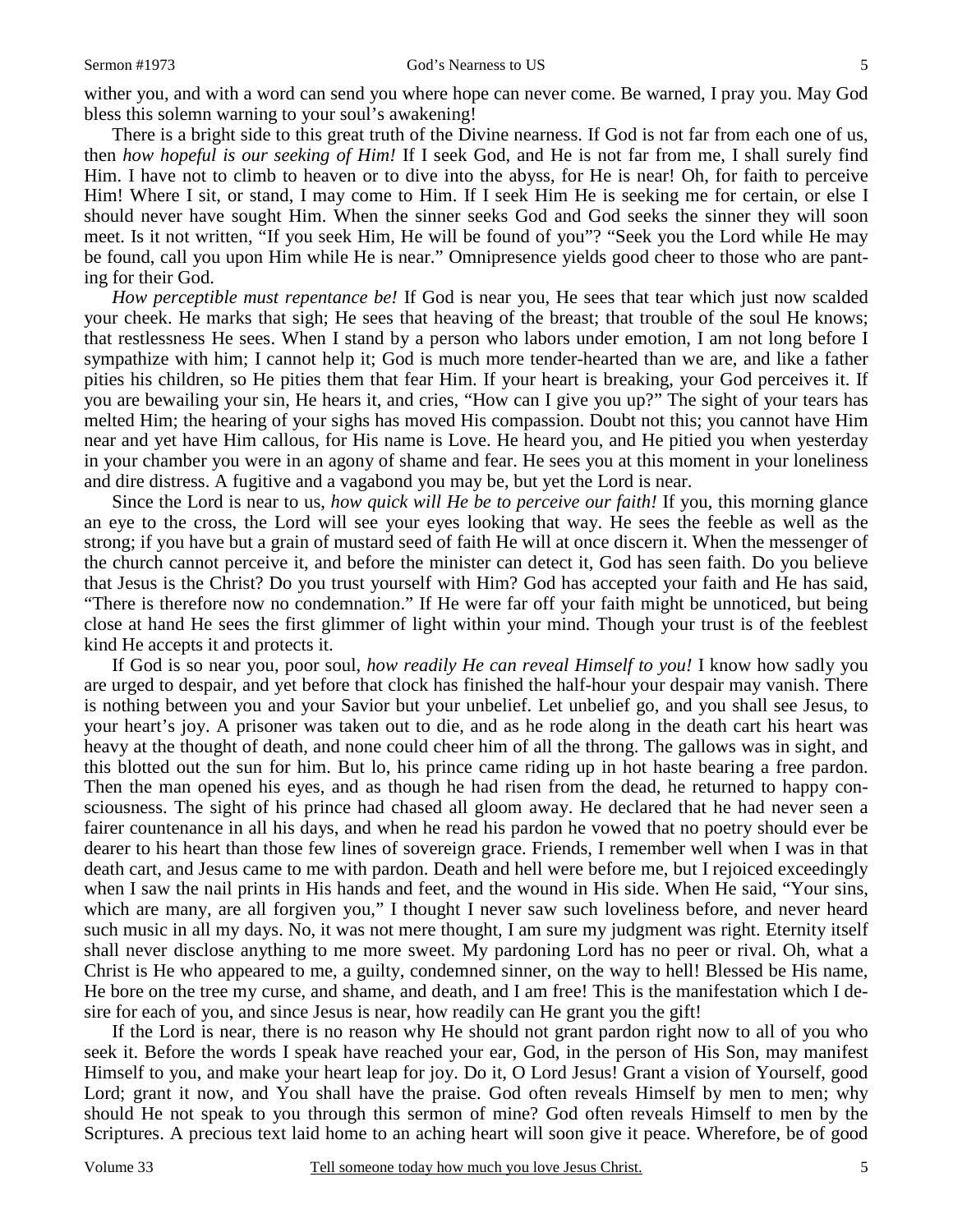wither you, and with a word can send you where hope can never come. Be warned, I pray you. May God bless this solemn warning to your soul's awakening!

There is a bright side to this great truth of the Divine nearness. If God is not far from each one of us, then *how hopeful is our seeking of Him!* If I seek God, and He is not far from me, I shall surely find Him. I have not to climb to heaven or to dive into the abyss, for He is near! Oh, for faith to perceive Him! Where I sit, or stand, I may come to Him. If I seek Him He is seeking me for certain, or else I should never have sought Him. When the sinner seeks God and God seeks the sinner they will soon meet. Is it not written, "If you seek Him, He will be found of you"? "Seek you the Lord while He may be found, call you upon Him while He is near." Omnipresence yields good cheer to those who are panting for their God.

*How perceptible must repentance be!* If God is near you, He sees that tear which just now scalded your cheek. He marks that sigh; He sees that heaving of the breast; that trouble of the soul He knows; that restlessness He sees. When I stand by a person who labors under emotion, I am not long before I sympathize with him; I cannot help it; God is much more tender-hearted than we are, and like a father pities his children, so He pities them that fear Him. If your heart is breaking, your God perceives it. If you are bewailing your sin, He hears it, and cries, "How can I give you up?" The sight of your tears has melted Him; the hearing of your sighs has moved His compassion. Doubt not this; you cannot have Him near and yet have Him callous, for His name is Love. He heard you, and He pitied you when yesterday in your chamber you were in an agony of shame and fear. He sees you at this moment in your loneliness and dire distress. A fugitive and a vagabond you may be, but yet the Lord is near.

Since the Lord is near to us, *how quick will He be to perceive our faith!* If you, this morning glance an eye to the cross, the Lord will see your eyes looking that way. He sees the feeble as well as the strong; if you have but a grain of mustard seed of faith He will at once discern it. When the messenger of the church cannot perceive it, and before the minister can detect it, God has seen faith. Do you believe that Jesus is the Christ? Do you trust yourself with Him? God has accepted your faith and He has said, "There is therefore now no condemnation." If He were far off your faith might be unnoticed, but being close at hand He sees the first glimmer of light within your mind. Though your trust is of the feeblest kind He accepts it and protects it.

If God is so near you, poor soul, *how readily He can reveal Himself to you!* I know how sadly you are urged to despair, and yet before that clock has finished the half-hour your despair may vanish. There is nothing between you and your Savior but your unbelief. Let unbelief go, and you shall see Jesus, to your heart's joy. A prisoner was taken out to die, and as he rode along in the death cart his heart was heavy at the thought of death, and none could cheer him of all the throng. The gallows was in sight, and this blotted out the sun for him. But lo, his prince came riding up in hot haste bearing a free pardon. Then the man opened his eyes, and as though he had risen from the dead, he returned to happy consciousness. The sight of his prince had chased all gloom away. He declared that he had never seen a fairer countenance in all his days, and when he read his pardon he vowed that no poetry should ever be dearer to his heart than those few lines of sovereign grace. Friends, I remember well when I was in that death cart, and Jesus came to me with pardon. Death and hell were before me, but I rejoiced exceedingly when I saw the nail prints in His hands and feet, and the wound in His side. When He said, "Your sins, which are many, are all forgiven you," I thought I never saw such loveliness before, and never heard such music in all my days. No, it was not mere thought, I am sure my judgment was right. Eternity itself shall never disclose anything to me more sweet. My pardoning Lord has no peer or rival. Oh, what a Christ is He who appeared to me, a guilty, condemned sinner, on the way to hell! Blessed be His name, He bore on the tree my curse, and shame, and death, and I am free! This is the manifestation which I desire for each of you, and since Jesus is near, how readily can He grant you the gift!

If the Lord is near, there is no reason why He should not grant pardon right now to all of you who seek it. Before the words I speak have reached your ear, God, in the person of His Son, may manifest Himself to you, and make your heart leap for joy. Do it, O Lord Jesus! Grant a vision of Yourself, good Lord; grant it now, and You shall have the praise. God often reveals Himself by men to men; why should He not speak to you through this sermon of mine? God often reveals Himself to men by the Scriptures. A precious text laid home to an aching heart will soon give it peace. Wherefore, be of good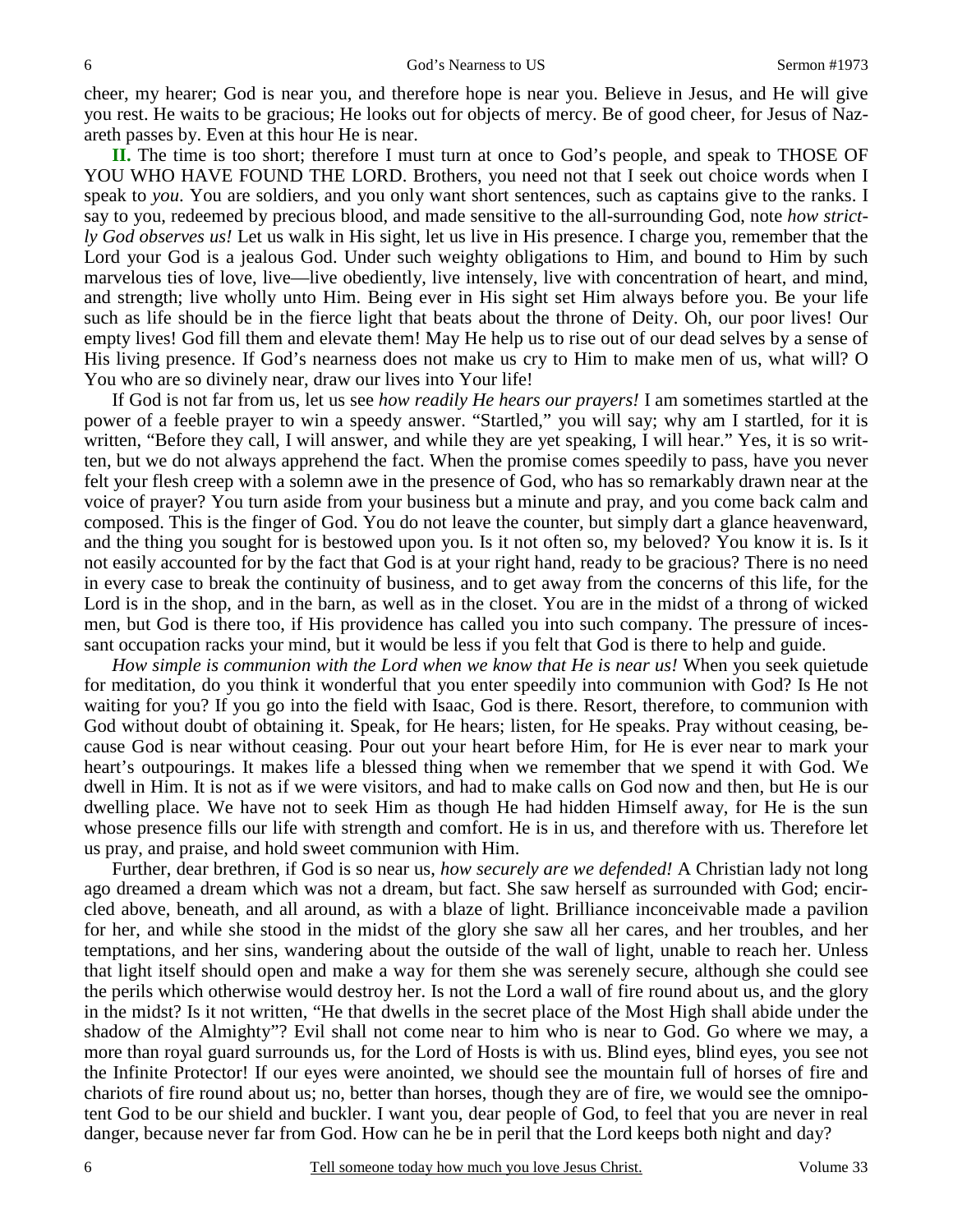cheer, my hearer; God is near you, and therefore hope is near you. Believe in Jesus, and He will give you rest. He waits to be gracious; He looks out for objects of mercy. Be of good cheer, for Jesus of Nazareth passes by. Even at this hour He is near.

**II.** The time is too short; therefore I must turn at once to God's people, and speak to THOSE OF YOU WHO HAVE FOUND THE LORD. Brothers, you need not that I seek out choice words when I speak to *you*. You are soldiers, and you only want short sentences, such as captains give to the ranks. I say to you, redeemed by precious blood, and made sensitive to the all-surrounding God, note *how strictly God observes us!* Let us walk in His sight, let us live in His presence. I charge you, remember that the Lord your God is a jealous God. Under such weighty obligations to Him, and bound to Him by such marvelous ties of love, live—live obediently, live intensely, live with concentration of heart, and mind, and strength; live wholly unto Him. Being ever in His sight set Him always before you. Be your life such as life should be in the fierce light that beats about the throne of Deity. Oh, our poor lives! Our empty lives! God fill them and elevate them! May He help us to rise out of our dead selves by a sense of His living presence. If God's nearness does not make us cry to Him to make men of us, what will? O You who are so divinely near, draw our lives into Your life!

If God is not far from us, let us see *how readily He hears our prayers!* I am sometimes startled at the power of a feeble prayer to win a speedy answer. "Startled," you will say; why am I startled, for it is written, "Before they call, I will answer, and while they are yet speaking, I will hear." Yes, it is so written, but we do not always apprehend the fact. When the promise comes speedily to pass, have you never felt your flesh creep with a solemn awe in the presence of God, who has so remarkably drawn near at the voice of prayer? You turn aside from your business but a minute and pray, and you come back calm and composed. This is the finger of God. You do not leave the counter, but simply dart a glance heavenward, and the thing you sought for is bestowed upon you. Is it not often so, my beloved? You know it is. Is it not easily accounted for by the fact that God is at your right hand, ready to be gracious? There is no need in every case to break the continuity of business, and to get away from the concerns of this life, for the Lord is in the shop, and in the barn, as well as in the closet. You are in the midst of a throng of wicked men, but God is there too, if His providence has called you into such company. The pressure of incessant occupation racks your mind, but it would be less if you felt that God is there to help and guide.

*How simple is communion with the Lord when we know that He is near us!* When you seek quietude for meditation, do you think it wonderful that you enter speedily into communion with God? Is He not waiting for you? If you go into the field with Isaac, God is there. Resort, therefore, to communion with God without doubt of obtaining it. Speak, for He hears; listen, for He speaks. Pray without ceasing, because God is near without ceasing. Pour out your heart before Him, for He is ever near to mark your heart's outpourings. It makes life a blessed thing when we remember that we spend it with God. We dwell in Him. It is not as if we were visitors, and had to make calls on God now and then, but He is our dwelling place. We have not to seek Him as though He had hidden Himself away, for He is the sun whose presence fills our life with strength and comfort. He is in us, and therefore with us. Therefore let us pray, and praise, and hold sweet communion with Him.

Further, dear brethren, if God is so near us, *how securely are we defended!* A Christian lady not long ago dreamed a dream which was not a dream, but fact. She saw herself as surrounded with God; encircled above, beneath, and all around, as with a blaze of light. Brilliance inconceivable made a pavilion for her, and while she stood in the midst of the glory she saw all her cares, and her troubles, and her temptations, and her sins, wandering about the outside of the wall of light, unable to reach her. Unless that light itself should open and make a way for them she was serenely secure, although she could see the perils which otherwise would destroy her. Is not the Lord a wall of fire round about us, and the glory in the midst? Is it not written, "He that dwells in the secret place of the Most High shall abide under the shadow of the Almighty"? Evil shall not come near to him who is near to God. Go where we may, a more than royal guard surrounds us, for the Lord of Hosts is with us. Blind eyes, blind eyes, you see not the Infinite Protector! If our eyes were anointed, we should see the mountain full of horses of fire and chariots of fire round about us; no, better than horses, though they are of fire, we would see the omnipotent God to be our shield and buckler. I want you, dear people of God, to feel that you are never in real danger, because never far from God. How can he be in peril that the Lord keeps both night and day?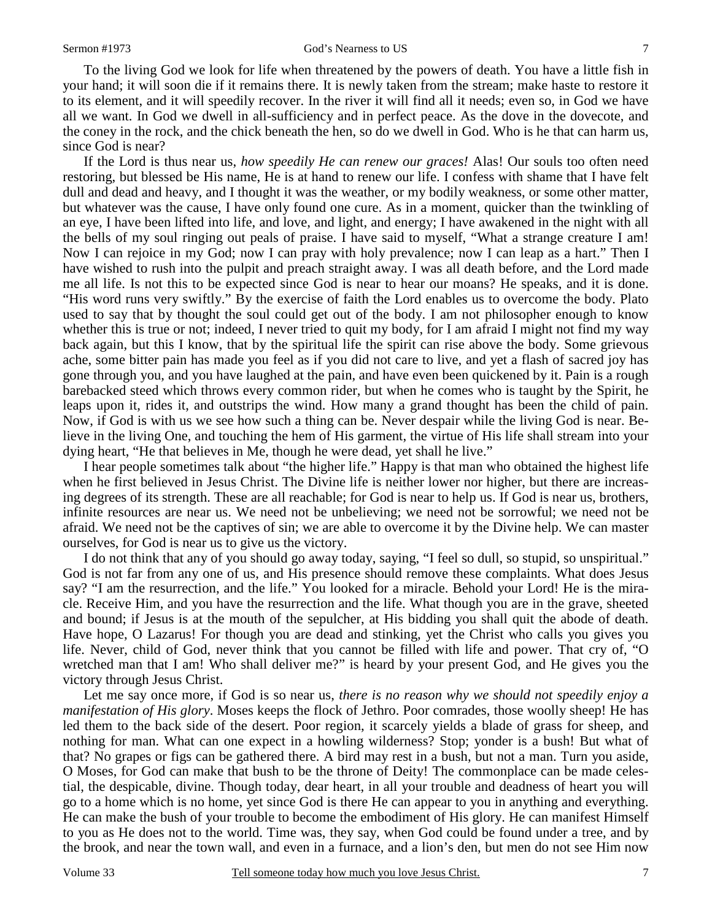To the living God we look for life when threatened by the powers of death. You have a little fish in your hand; it will soon die if it remains there. It is newly taken from the stream; make haste to restore it to its element, and it will speedily recover. In the river it will find all it needs; even so, in God we have all we want. In God we dwell in all-sufficiency and in perfect peace. As the dove in the dovecote, and the coney in the rock, and the chick beneath the hen, so do we dwell in God. Who is he that can harm us, since God is near?

If the Lord is thus near us, *how speedily He can renew our graces!* Alas! Our souls too often need restoring, but blessed be His name, He is at hand to renew our life. I confess with shame that I have felt dull and dead and heavy, and I thought it was the weather, or my bodily weakness, or some other matter, but whatever was the cause, I have only found one cure. As in a moment, quicker than the twinkling of an eye, I have been lifted into life, and love, and light, and energy; I have awakened in the night with all the bells of my soul ringing out peals of praise. I have said to myself, "What a strange creature I am! Now I can rejoice in my God; now I can pray with holy prevalence; now I can leap as a hart." Then I have wished to rush into the pulpit and preach straight away. I was all death before, and the Lord made me all life. Is not this to be expected since God is near to hear our moans? He speaks, and it is done. "His word runs very swiftly." By the exercise of faith the Lord enables us to overcome the body. Plato used to say that by thought the soul could get out of the body. I am not philosopher enough to know whether this is true or not; indeed, I never tried to quit my body, for I am afraid I might not find my way back again, but this I know, that by the spiritual life the spirit can rise above the body. Some grievous ache, some bitter pain has made you feel as if you did not care to live, and yet a flash of sacred joy has gone through you, and you have laughed at the pain, and have even been quickened by it. Pain is a rough barebacked steed which throws every common rider, but when he comes who is taught by the Spirit, he leaps upon it, rides it, and outstrips the wind. How many a grand thought has been the child of pain. Now, if God is with us we see how such a thing can be. Never despair while the living God is near. Believe in the living One, and touching the hem of His garment, the virtue of His life shall stream into your dying heart, "He that believes in Me, though he were dead, yet shall he live."

I hear people sometimes talk about "the higher life." Happy is that man who obtained the highest life when he first believed in Jesus Christ. The Divine life is neither lower nor higher, but there are increasing degrees of its strength. These are all reachable; for God is near to help us. If God is near us, brothers, infinite resources are near us. We need not be unbelieving; we need not be sorrowful; we need not be afraid. We need not be the captives of sin; we are able to overcome it by the Divine help. We can master ourselves, for God is near us to give us the victory.

I do not think that any of you should go away today, saying, "I feel so dull, so stupid, so unspiritual." God is not far from any one of us, and His presence should remove these complaints. What does Jesus say? "I am the resurrection, and the life." You looked for a miracle. Behold your Lord! He is the miracle. Receive Him, and you have the resurrection and the life. What though you are in the grave, sheeted and bound; if Jesus is at the mouth of the sepulcher, at His bidding you shall quit the abode of death. Have hope, O Lazarus! For though you are dead and stinking, yet the Christ who calls you gives you life. Never, child of God, never think that you cannot be filled with life and power. That cry of, "O wretched man that I am! Who shall deliver me?" is heard by your present God, and He gives you the victory through Jesus Christ.

Let me say once more, if God is so near us, *there is no reason why we should not speedily enjoy a manifestation of His glory*. Moses keeps the flock of Jethro. Poor comrades, those woolly sheep! He has led them to the back side of the desert. Poor region, it scarcely yields a blade of grass for sheep, and nothing for man. What can one expect in a howling wilderness? Stop; yonder is a bush! But what of that? No grapes or figs can be gathered there. A bird may rest in a bush, but not a man. Turn you aside, O Moses, for God can make that bush to be the throne of Deity! The commonplace can be made celestial, the despicable, divine. Though today, dear heart, in all your trouble and deadness of heart you will go to a home which is no home, yet since God is there He can appear to you in anything and everything. He can make the bush of your trouble to become the embodiment of His glory. He can manifest Himself to you as He does not to the world. Time was, they say, when God could be found under a tree, and by the brook, and near the town wall, and even in a furnace, and a lion's den, but men do not see Him now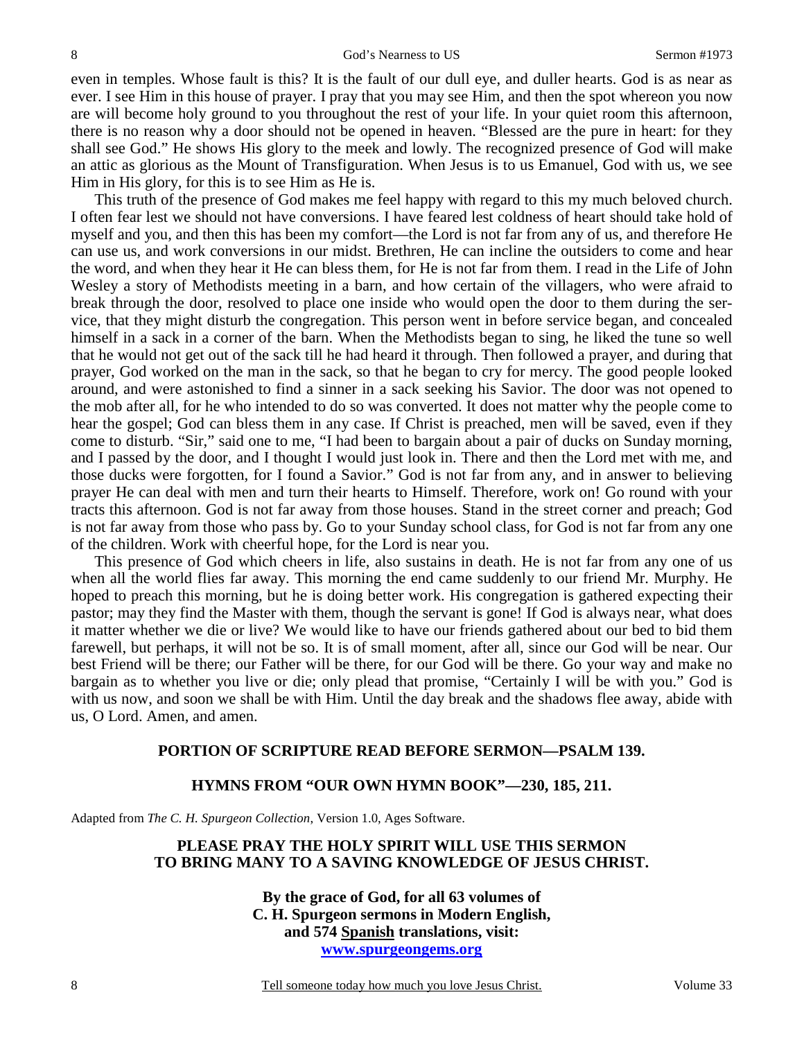even in temples. Whose fault is this? It is the fault of our dull eye, and duller hearts. God is as near as ever. I see Him in this house of prayer. I pray that you may see Him, and then the spot whereon you now are will become holy ground to you throughout the rest of your life. In your quiet room this afternoon, there is no reason why a door should not be opened in heaven. "Blessed are the pure in heart: for they shall see God." He shows His glory to the meek and lowly. The recognized presence of God will make an attic as glorious as the Mount of Transfiguration. When Jesus is to us Emanuel, God with us, we see Him in His glory, for this is to see Him as He is.

This truth of the presence of God makes me feel happy with regard to this my much beloved church. I often fear lest we should not have conversions. I have feared lest coldness of heart should take hold of myself and you, and then this has been my comfort—the Lord is not far from any of us, and therefore He can use us, and work conversions in our midst. Brethren, He can incline the outsiders to come and hear the word, and when they hear it He can bless them, for He is not far from them. I read in the Life of John Wesley a story of Methodists meeting in a barn, and how certain of the villagers, who were afraid to break through the door, resolved to place one inside who would open the door to them during the service, that they might disturb the congregation. This person went in before service began, and concealed himself in a sack in a corner of the barn. When the Methodists began to sing, he liked the tune so well that he would not get out of the sack till he had heard it through. Then followed a prayer, and during that prayer, God worked on the man in the sack, so that he began to cry for mercy. The good people looked around, and were astonished to find a sinner in a sack seeking his Savior. The door was not opened to the mob after all, for he who intended to do so was converted. It does not matter why the people come to hear the gospel; God can bless them in any case. If Christ is preached, men will be saved, even if they come to disturb. "Sir," said one to me, "I had been to bargain about a pair of ducks on Sunday morning, and I passed by the door, and I thought I would just look in. There and then the Lord met with me, and those ducks were forgotten, for I found a Savior." God is not far from any, and in answer to believing prayer He can deal with men and turn their hearts to Himself. Therefore, work on! Go round with your tracts this afternoon. God is not far away from those houses. Stand in the street corner and preach; God is not far away from those who pass by. Go to your Sunday school class, for God is not far from any one of the children. Work with cheerful hope, for the Lord is near you.

This presence of God which cheers in life, also sustains in death. He is not far from any one of us when all the world flies far away. This morning the end came suddenly to our friend Mr. Murphy. He hoped to preach this morning, but he is doing better work. His congregation is gathered expecting their pastor; may they find the Master with them, though the servant is gone! If God is always near, what does it matter whether we die or live? We would like to have our friends gathered about our bed to bid them farewell, but perhaps, it will not be so. It is of small moment, after all, since our God will be near. Our best Friend will be there; our Father will be there, for our God will be there. Go your way and make no bargain as to whether you live or die; only plead that promise, "Certainly I will be with you." God is with us now, and soon we shall be with Him. Until the day break and the shadows flee away, abide with us, O Lord. Amen, and amen.

**PORTION OF SCRIPTURE READ BEFORE SERMON—PSALM 139.**

**HYMNS FROM "OUR OWN HYMN BOOK"—230, 185, 211.**

Adapted from *The C. H. Spurgeon Collection*, Version 1.0, Ages Software.

**PLEASE PRAY THE HOLY SPIRIT WILL USE THIS SERMON TO BRING MANY TO A SAVING KNOWLEDGE OF JESUS CHRIST.**

**By the grace of God, for all 63 volumes of C. H. Spurgeon sermons in Modern English, and 574 Spanish translations, visit: www.spurgeongems.org**